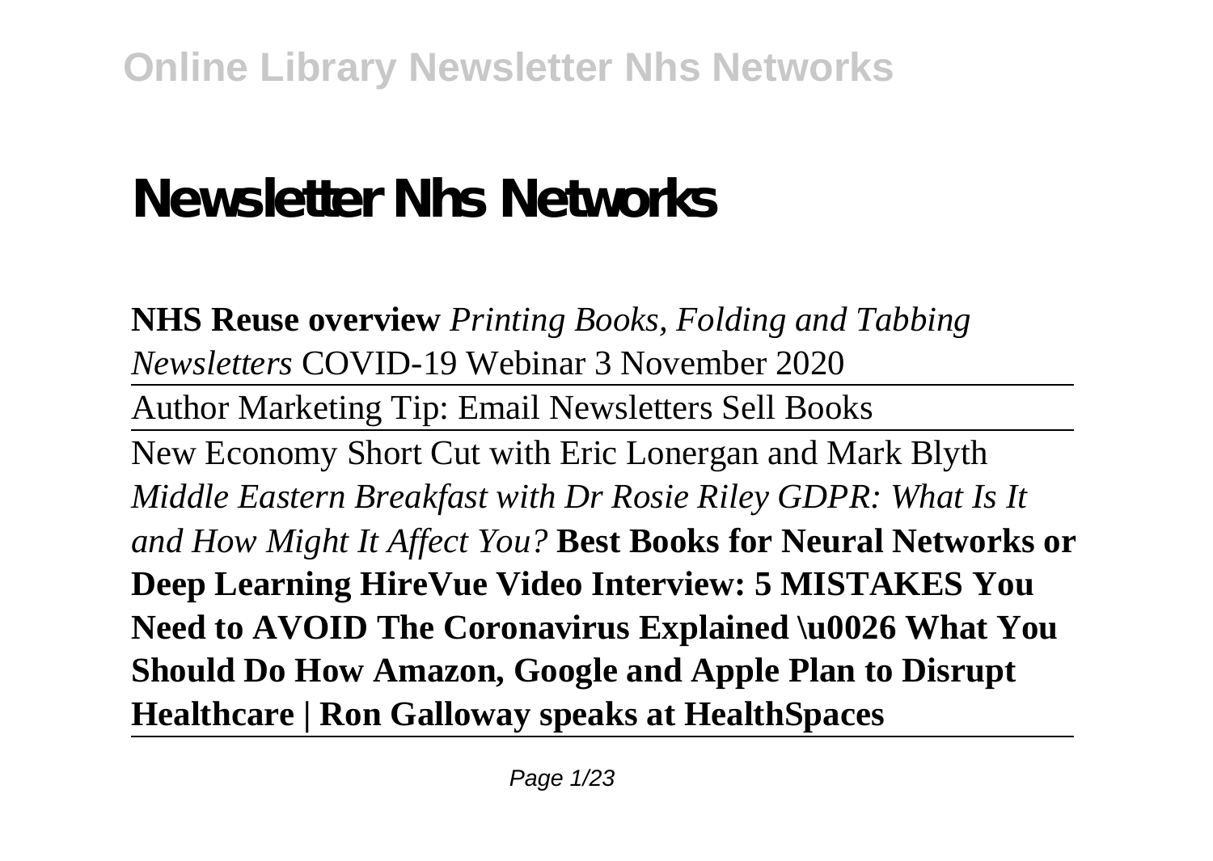# Newsletter Nhs Networks

**NHS Reuse overview** *Printing Books, Folding and Tabbing Newsletters* COVID-19 Webinar 3 November 2020

Author Marketing Tip: Email Newsletters Sell Books

New Economy Short Cut with Eric Lonergan and Mark Blyth *Middle Eastern Breakfast with Dr Rosie Riley GDPR: What Is It and How Might It Affect You?* **Best Books for Neural Networks or Deep Learning HireVue Video Interview: 5 MISTAKES You Need to AVOID The Coronavirus Explained \u0026 What You Should Do How Amazon, Google and Apple Plan to Disrupt Healthcare | Ron Galloway speaks at HealthSpaces**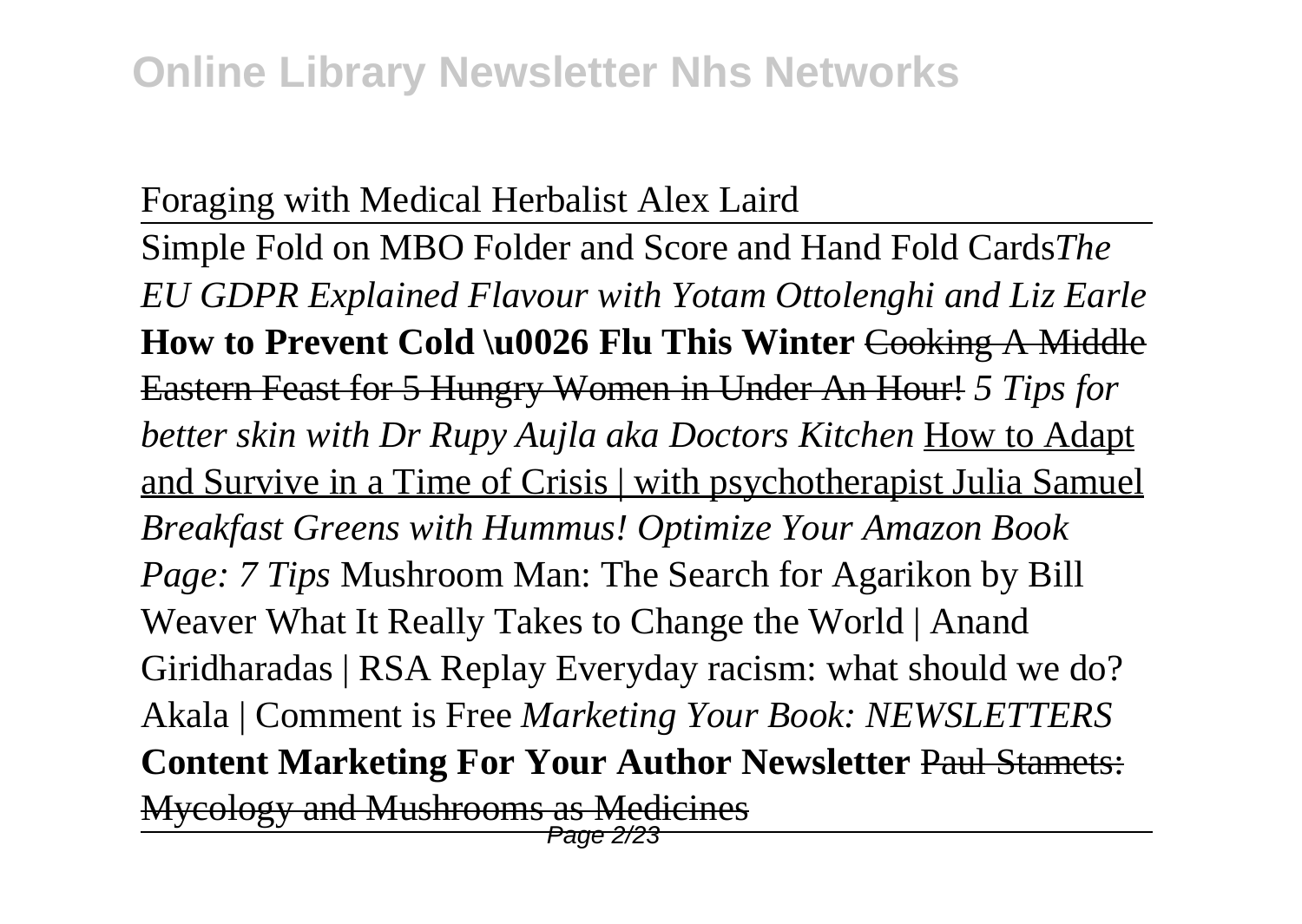Foraging with Medical Herbalist Alex Laird

---

Simple Fold on MBO Folder and Score and Hand Fold Cards*The EU GDPR Explained Flavour with Yotam Ottolenghi and Liz Earle* **How to Prevent Cold \u0026 Flu This Winter** ~~Cooking A Middle Eastern Feast for 5 Hungry Women in Under An Hour!~~ *5 Tips for better skin with Dr Rupy Aujla aka Doctors Kitchen* How to Adapt and Survive in a Time of Crisis | with psychotherapist Julia Samuel *Breakfast Greens with Hummus! Optimize Your Amazon Book Page: 7 Tips* Mushroom Man: The Search for Agarikon by Bill Weaver What It Really Takes to Change the World | Anand Giridharadas | RSA Replay Everyday racism: what should we do? Akala | Comment is Free *Marketing Your Book: NEWSLETTERS* **Content Marketing For Your Author Newsletter** ~~Paul Stamets: Mycology and Mushrooms as Medicines~~

---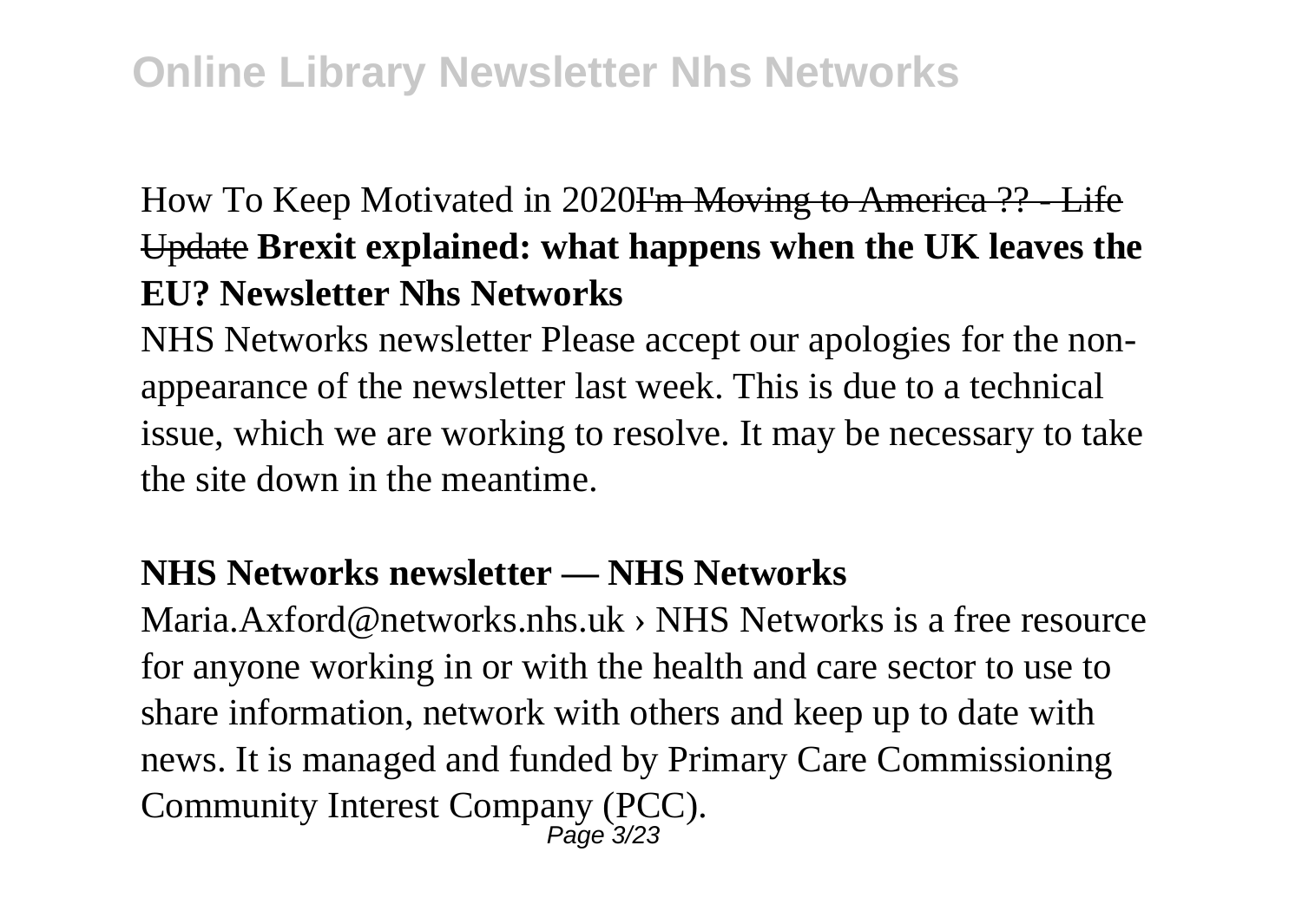How To Keep Motivated in 2020~~I'm Moving to America ?? - Life Update~~ **Brexit explained: what happens when the UK leaves the EU? Newsletter Nhs Networks**

NHS Networks newsletter Please accept our apologies for the non-appearance of the newsletter last week. This is due to a technical issue, which we are working to resolve. It may be necessary to take the site down in the meantime.

**NHS Networks newsletter — NHS Networks**

Maria.Axford@networks.nhs.uk › NHS Networks is a free resource for anyone working in or with the health and care sector to use to share information, network with others and keep up to date with news. It is managed and funded by Primary Care Commissioning Community Interest Company (PCC).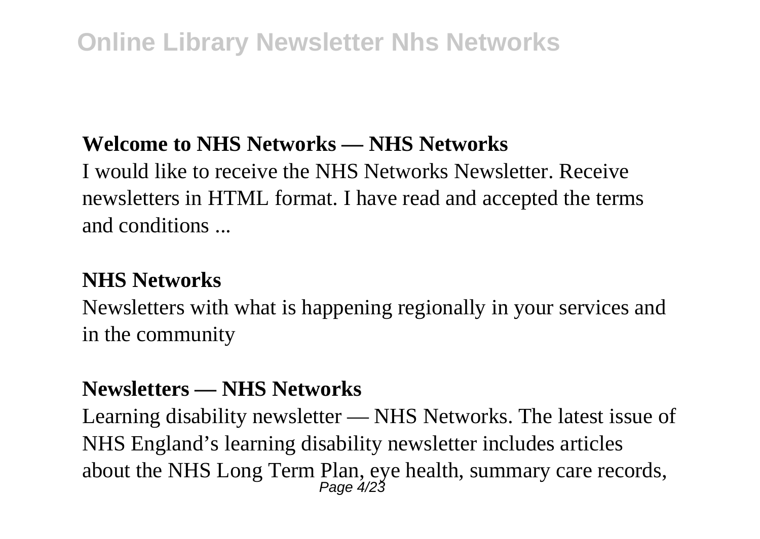**Welcome to NHS Networks — NHS Networks**

I would like to receive the NHS Networks Newsletter. Receive newsletters in HTML format. I have read and accepted the terms and conditions ...

**NHS Networks**

Newsletters with what is happening regionally in your services and in the community

**Newsletters — NHS Networks**

Learning disability newsletter — NHS Networks. The latest issue of NHS England's learning disability newsletter includes articles about the NHS Long Term Plan, eye health, summary care records,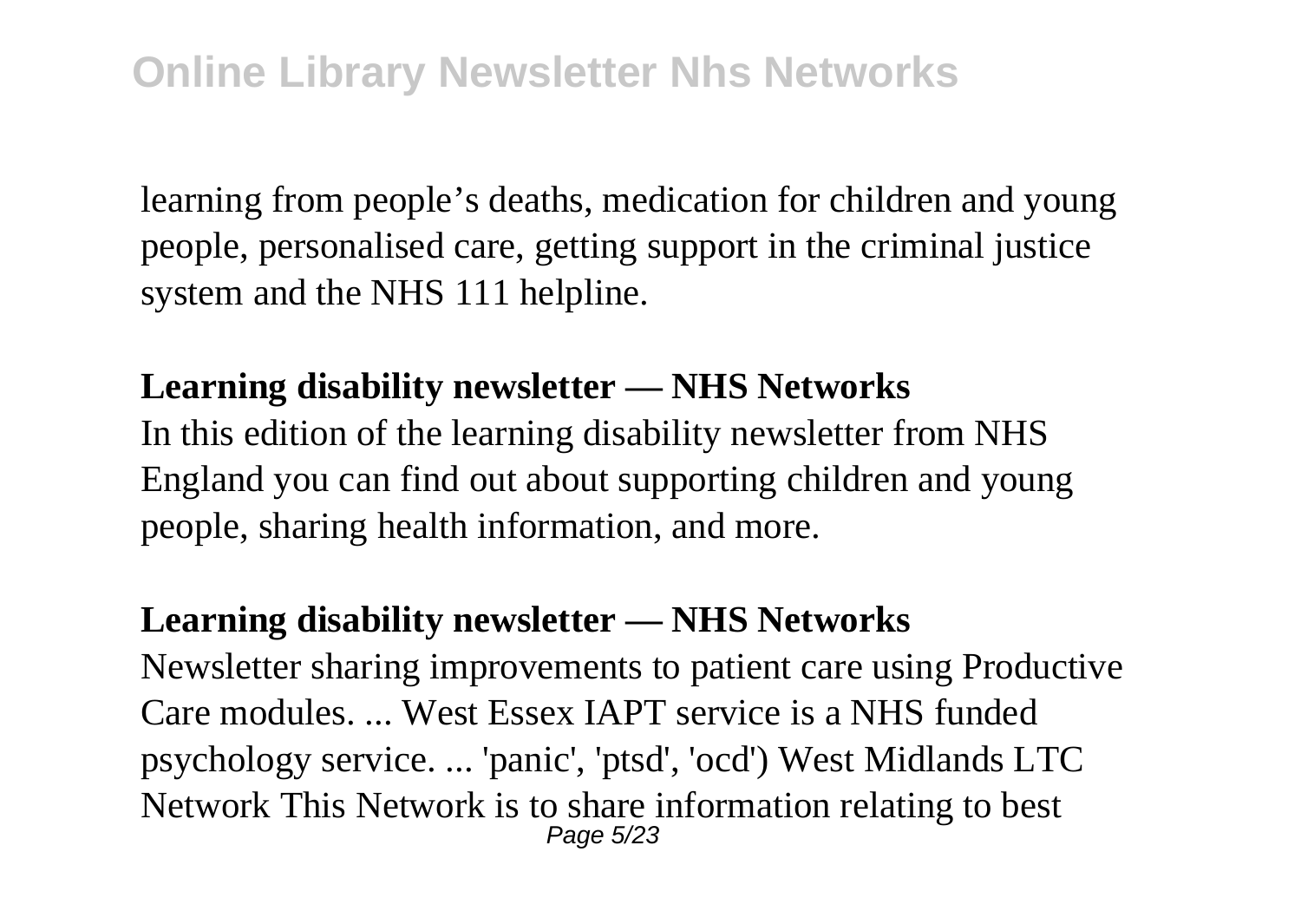learning from people's deaths, medication for children and young people, personalised care, getting support in the criminal justice system and the NHS 111 helpline.

**Learning disability newsletter — NHS Networks**

In this edition of the learning disability newsletter from NHS England you can find out about supporting children and young people, sharing health information, and more.

**Learning disability newsletter — NHS Networks**

Newsletter sharing improvements to patient care using Productive Care modules. ... West Essex IAPT service is a NHS funded psychology service. ... 'panic', 'ptsd', 'ocd') West Midlands LTC Network This Network is to share information relating to best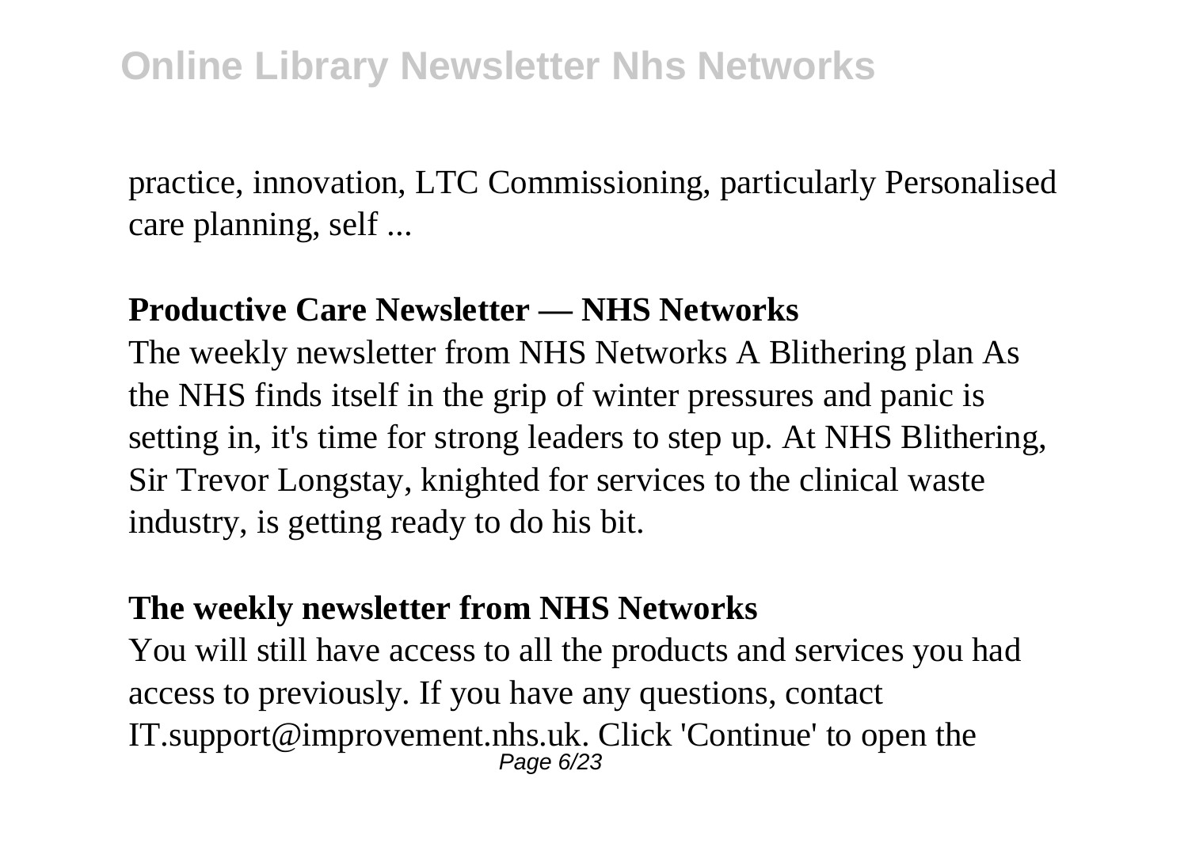practice, innovation, LTC Commissioning, particularly Personalised care planning, self ...

**Productive Care Newsletter — NHS Networks**

The weekly newsletter from NHS Networks A Blithering plan As the NHS finds itself in the grip of winter pressures and panic is setting in, it's time for strong leaders to step up. At NHS Blithering, Sir Trevor Longstay, knighted for services to the clinical waste industry, is getting ready to do his bit.

**The weekly newsletter from NHS Networks**

You will still have access to all the products and services you had access to previously. If you have any questions, contact IT.support@improvement.nhs.uk. Click 'Continue' to open the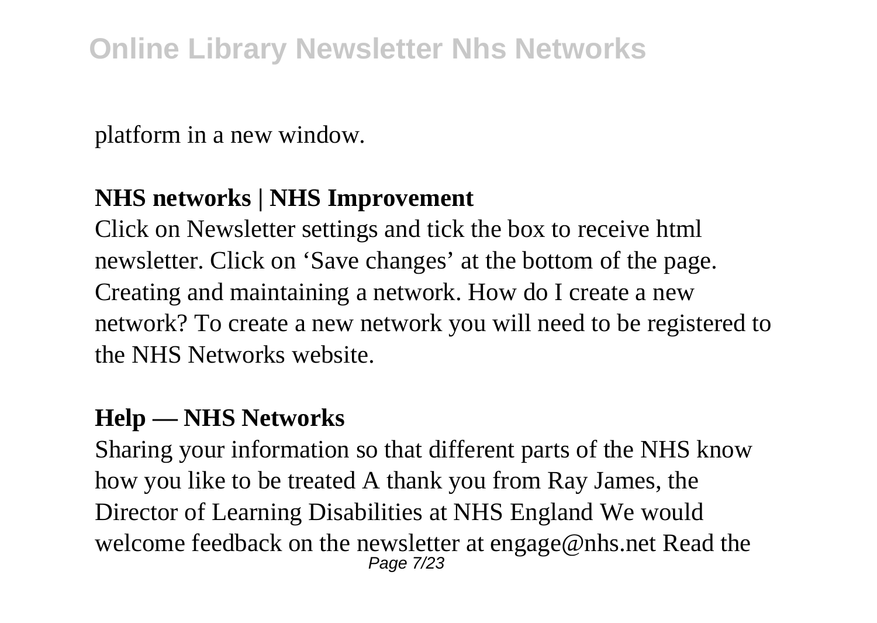platform in a new window.

**NHS networks | NHS Improvement**

Click on Newsletter settings and tick the box to receive html newsletter. Click on 'Save changes' at the bottom of the page. Creating and maintaining a network. How do I create a new network? To create a new network you will need to be registered to the NHS Networks website.

**Help — NHS Networks**

Sharing your information so that different parts of the NHS know how you like to be treated A thank you from Ray James, the Director of Learning Disabilities at NHS England We would welcome feedback on the newsletter at engage@nhs.net Read the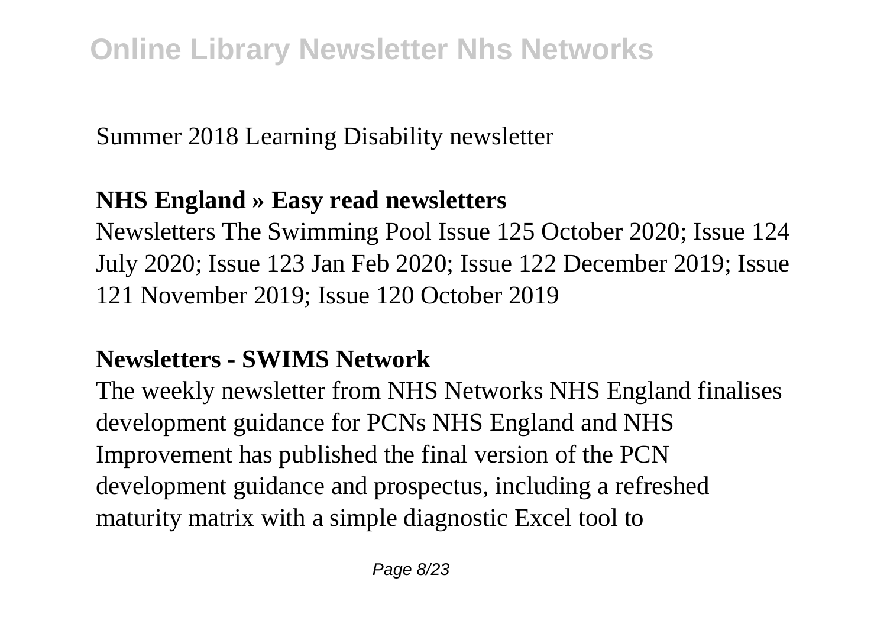Summer 2018 Learning Disability newsletter

### NHS England » Easy read newsletters

Newsletters The Swimming Pool Issue 125 October 2020; Issue 124 July 2020; Issue 123 Jan Feb 2020; Issue 122 December 2019; Issue 121 November 2019; Issue 120 October 2019

### Newsletters - SWIMS Network

The weekly newsletter from NHS Networks NHS England finalises development guidance for PCNs NHS England and NHS Improvement has published the final version of the PCN development guidance and prospectus, including a refreshed maturity matrix with a simple diagnostic Excel tool to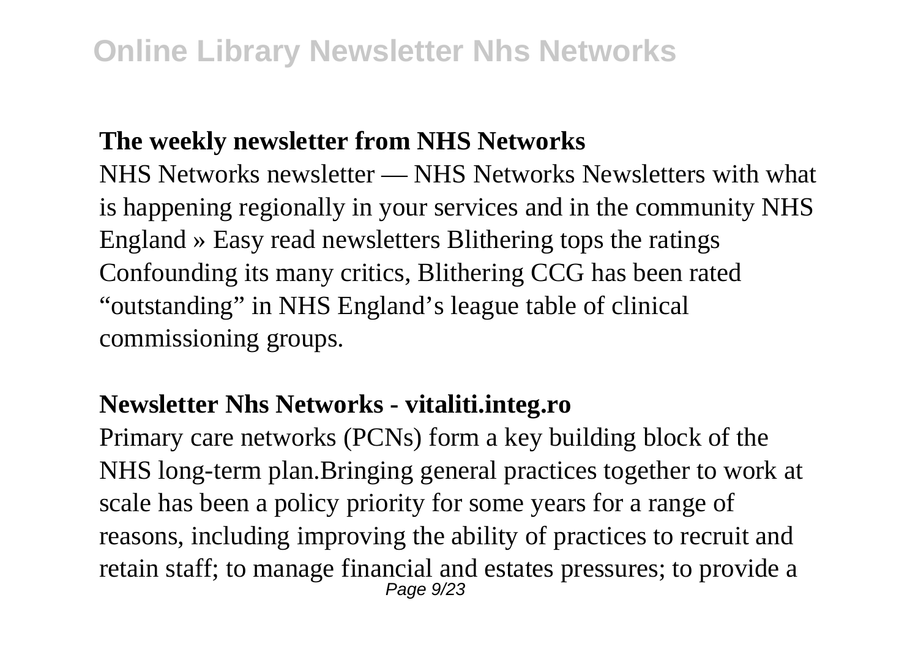**The weekly newsletter from NHS Networks**

NHS Networks newsletter — NHS Networks Newsletters with what is happening regionally in your services and in the community NHS England » Easy read newsletters Blithering tops the ratings Confounding its many critics, Blithering CCG has been rated "outstanding" in NHS England's league table of clinical commissioning groups.

**Newsletter Nhs Networks - vitaliti.integ.ro**

Primary care networks (PCNs) form a key building block of the NHS long-term plan.Bringing general practices together to work at scale has been a policy priority for some years for a range of reasons, including improving the ability of practices to recruit and retain staff; to manage financial and estates pressures; to provide a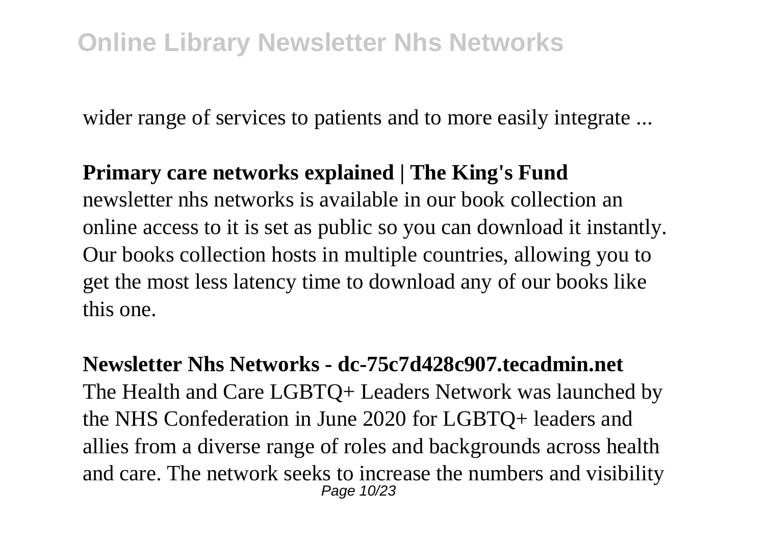wider range of services to patients and to more easily integrate ...

**Primary care networks explained | The King's Fund**

newsletter nhs networks is available in our book collection an online access to it is set as public so you can download it instantly. Our books collection hosts in multiple countries, allowing you to get the most less latency time to download any of our books like this one.

**Newsletter Nhs Networks - dc-75c7d428c907.tecadmin.net**

The Health and Care LGBTQ+ Leaders Network was launched by the NHS Confederation in June 2020 for LGBTQ+ leaders and allies from a diverse range of roles and backgrounds across health and care. The network seeks to increase the numbers and visibility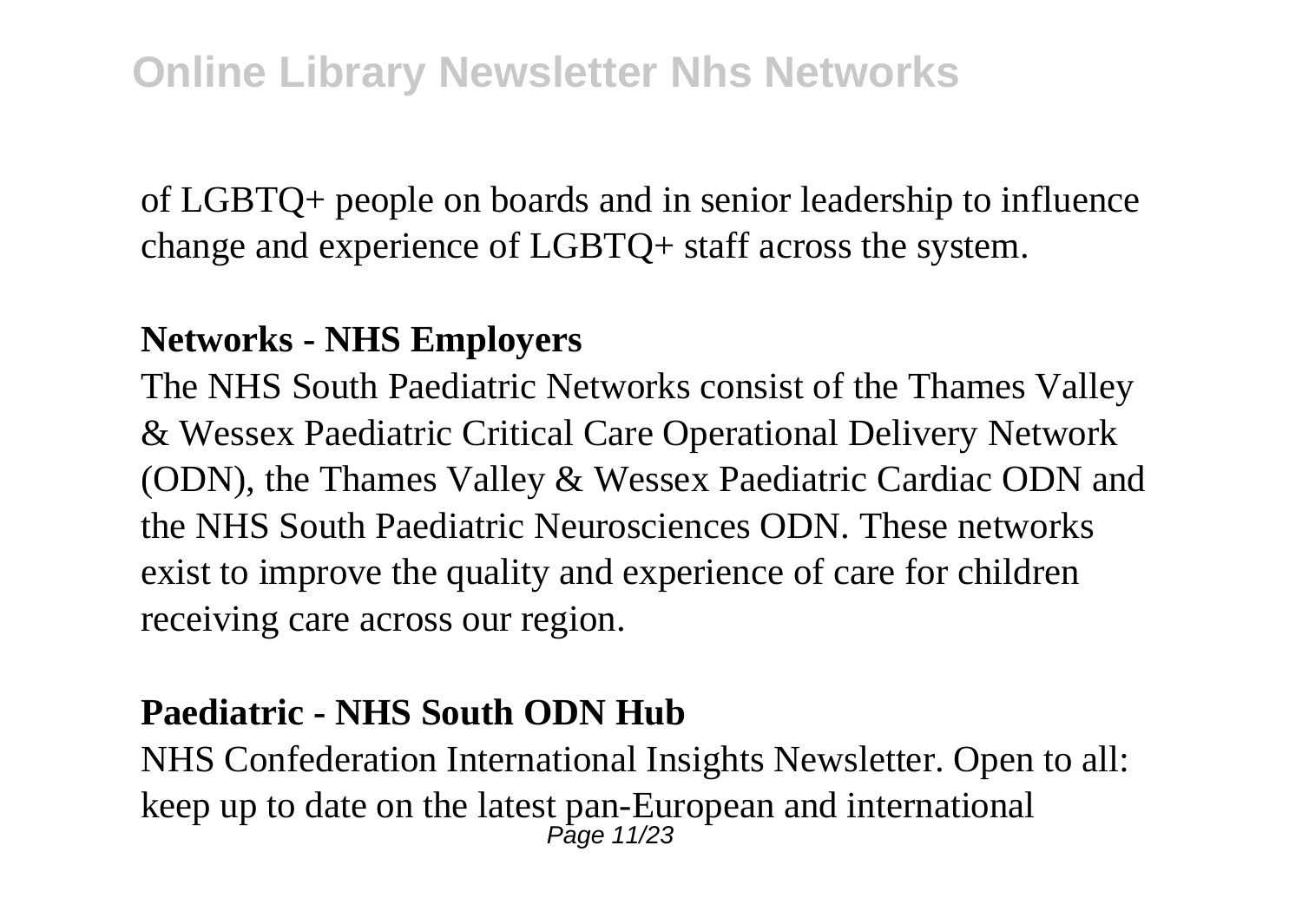of LGBTQ+ people on boards and in senior leadership to influence change and experience of LGBTQ+ staff across the system.

**Networks - NHS Employers**

The NHS South Paediatric Networks consist of the Thames Valley & Wessex Paediatric Critical Care Operational Delivery Network (ODN), the Thames Valley & Wessex Paediatric Cardiac ODN and the NHS South Paediatric Neurosciences ODN. These networks exist to improve the quality and experience of care for children receiving care across our region.

**Paediatric - NHS South ODN Hub**

NHS Confederation International Insights Newsletter. Open to all: keep up to date on the latest pan-European and international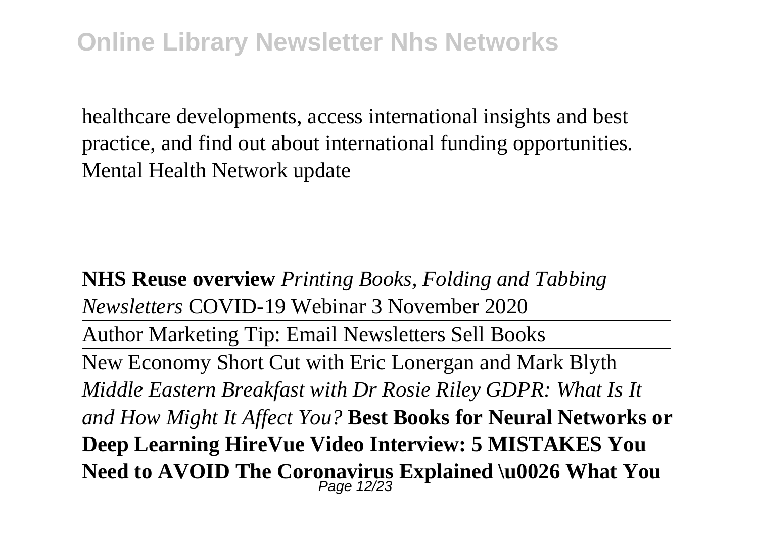healthcare developments, access international insights and best practice, and find out about international funding opportunities. Mental Health Network update

**NHS Reuse overview** *Printing Books, Folding and Tabbing Newsletters* COVID-19 Webinar 3 November 2020

Author Marketing Tip: Email Newsletters Sell Books

New Economy Short Cut with Eric Lonergan and Mark Blyth *Middle Eastern Breakfast with Dr Rosie Riley GDPR: What Is It and How Might It Affect You?* **Best Books for Neural Networks or Deep Learning HireVue Video Interview: 5 MISTAKES You Need to AVOID The Coronavirus Explained \u0026 What You**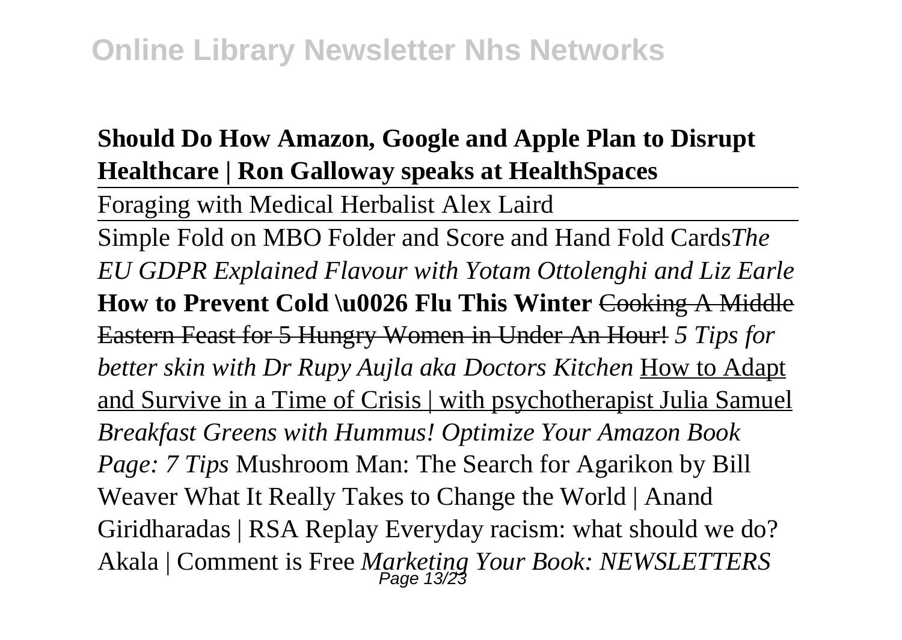**Should Do How Amazon, Google and Apple Plan to Disrupt Healthcare | Ron Galloway speaks at HealthSpaces**

Foraging with Medical Herbalist Alex Laird

Simple Fold on MBO Folder and Score and Hand Fold Cards*The EU GDPR Explained Flavour with Yotam Ottolenghi and Liz Earle* **How to Prevent Cold \u0026 Flu This Winter** ~~Cooking A Middle Eastern Feast for 5 Hungry Women in Under An Hour!~~ *5 Tips for better skin with Dr Rupy Aujla aka Doctors Kitchen* How to Adapt and Survive in a Time of Crisis | with psychotherapist Julia Samuel *Breakfast Greens with Hummus! Optimize Your Amazon Book Page: 7 Tips* Mushroom Man: The Search for Agarikon by Bill Weaver What It Really Takes to Change the World | Anand Giridharadas | RSA Replay Everyday racism: what should we do? Akala | Comment is Free *Marketing Your Book: NEWSLETTERS*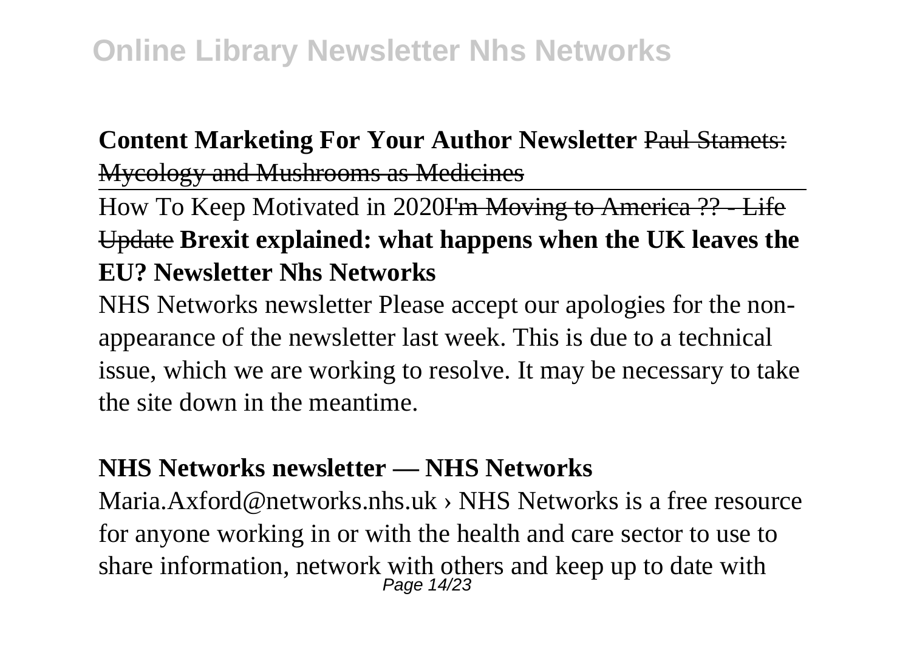**Content Marketing For Your Author Newsletter** ~~Paul Stamets: Mycology and Mushrooms as Medicines~~

How To Keep Motivated in 2020~~I'm Moving to America ?? - Life Update~~ **Brexit explained: what happens when the UK leaves the EU? Newsletter Nhs Networks**

NHS Networks newsletter Please accept our apologies for the non-appearance of the newsletter last week. This is due to a technical issue, which we are working to resolve. It may be necessary to take the site down in the meantime.

**NHS Networks newsletter — NHS Networks**

Maria.Axford@networks.nhs.uk › NHS Networks is a free resource for anyone working in or with the health and care sector to use to share information, network with others and keep up to date with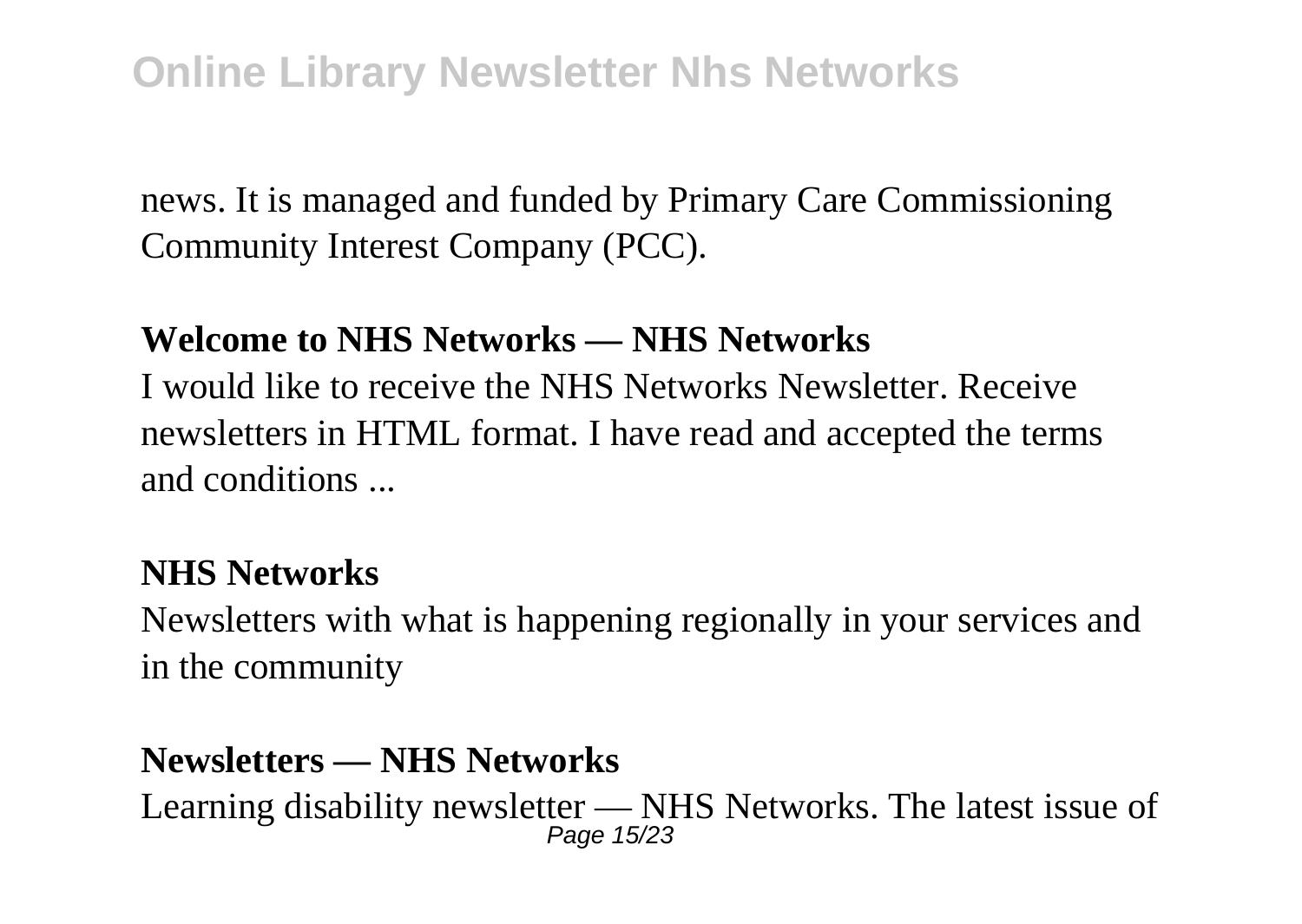news. It is managed and funded by Primary Care Commissioning Community Interest Company (PCC).

**Welcome to NHS Networks — NHS Networks**

I would like to receive the NHS Networks Newsletter. Receive newsletters in HTML format. I have read and accepted the terms and conditions ...

**NHS Networks**

Newsletters with what is happening regionally in your services and in the community

**Newsletters — NHS Networks**

Learning disability newsletter — NHS Networks. The latest issue of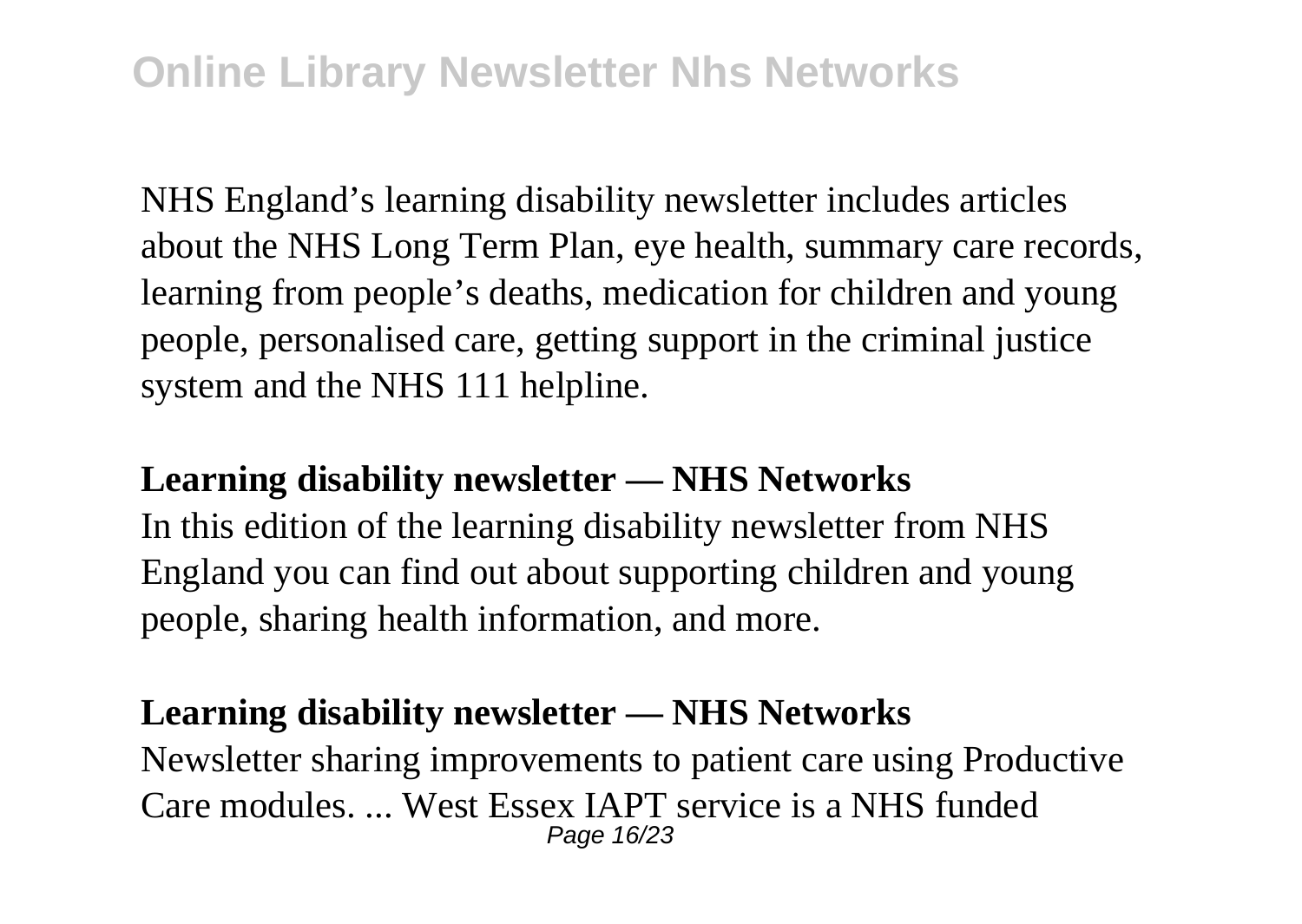NHS England's learning disability newsletter includes articles about the NHS Long Term Plan, eye health, summary care records, learning from people's deaths, medication for children and young people, personalised care, getting support in the criminal justice system and the NHS 111 helpline.

**Learning disability newsletter — NHS Networks**

In this edition of the learning disability newsletter from NHS England you can find out about supporting children and young people, sharing health information, and more.

**Learning disability newsletter — NHS Networks**

Newsletter sharing improvements to patient care using Productive Care modules. ... West Essex IAPT service is a NHS funded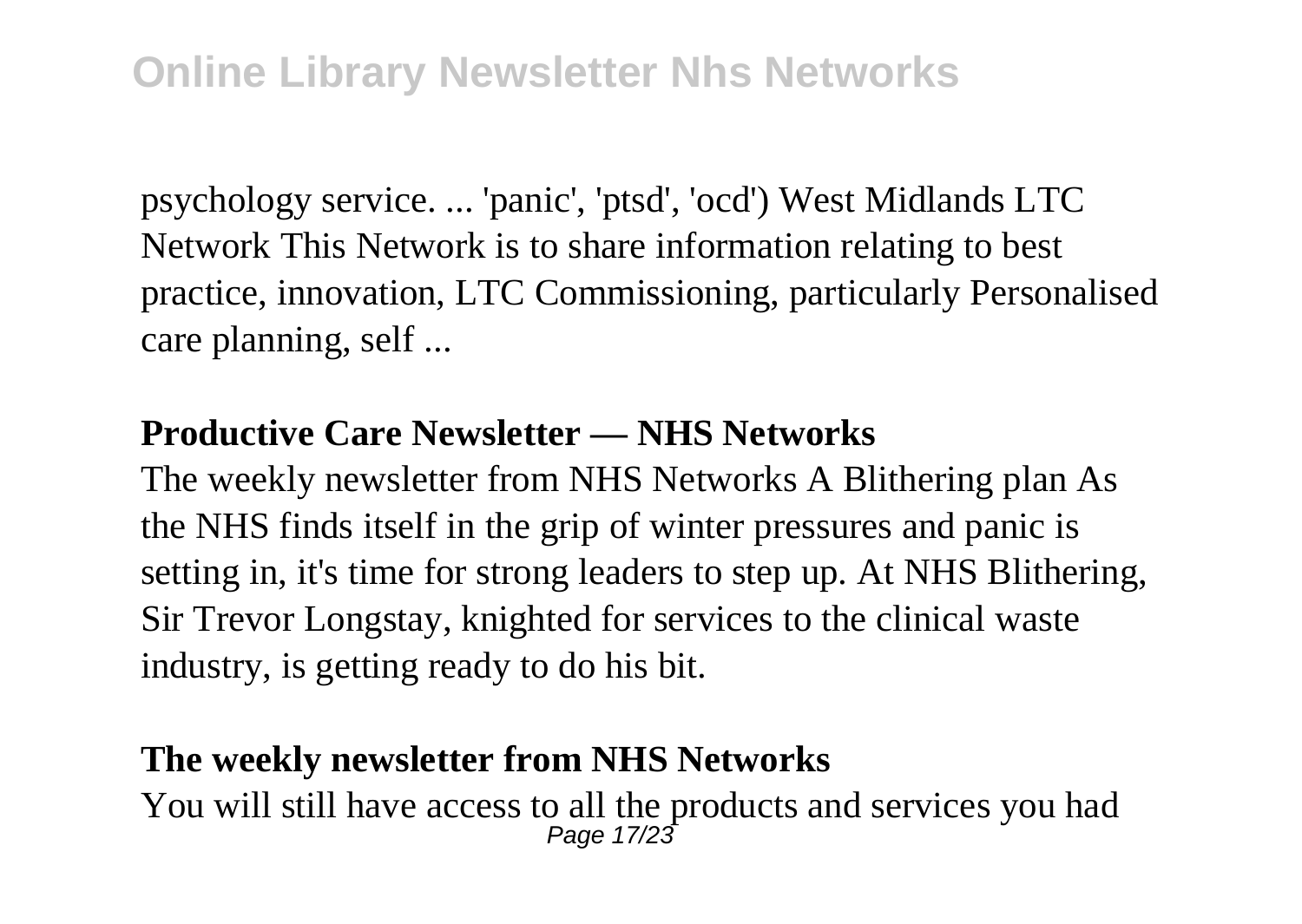psychology service. ... 'panic', 'ptsd', 'ocd') West Midlands LTC Network This Network is to share information relating to best practice, innovation, LTC Commissioning, particularly Personalised care planning, self ...

**Productive Care Newsletter — NHS Networks**

The weekly newsletter from NHS Networks A Blithering plan As the NHS finds itself in the grip of winter pressures and panic is setting in, it's time for strong leaders to step up. At NHS Blithering, Sir Trevor Longstay, knighted for services to the clinical waste industry, is getting ready to do his bit.

**The weekly newsletter from NHS Networks**

You will still have access to all the products and services you had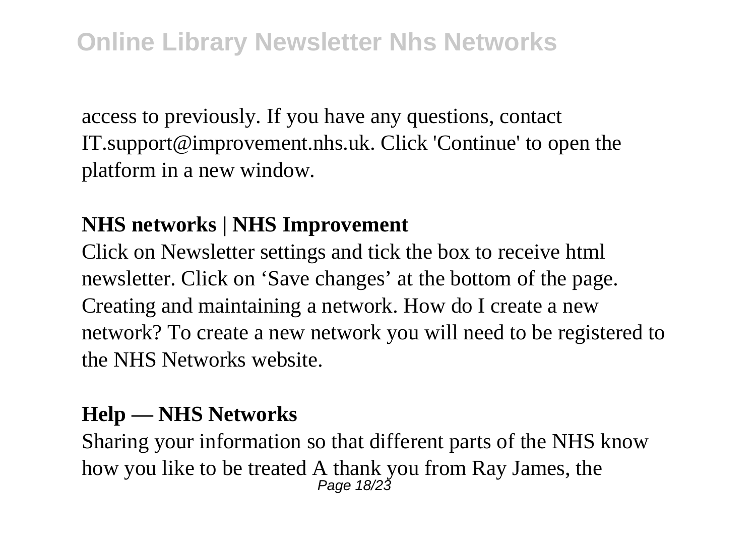access to previously. If you have any questions, contact IT.support@improvement.nhs.uk. Click 'Continue' to open the platform in a new window.

**NHS networks | NHS Improvement**

Click on Newsletter settings and tick the box to receive html newsletter. Click on ‘Save changes’ at the bottom of the page. Creating and maintaining a network. How do I create a new network? To create a new network you will need to be registered to the NHS Networks website.

**Help — NHS Networks**

Sharing your information so that different parts of the NHS know how you like to be treated A thank you from Ray James, the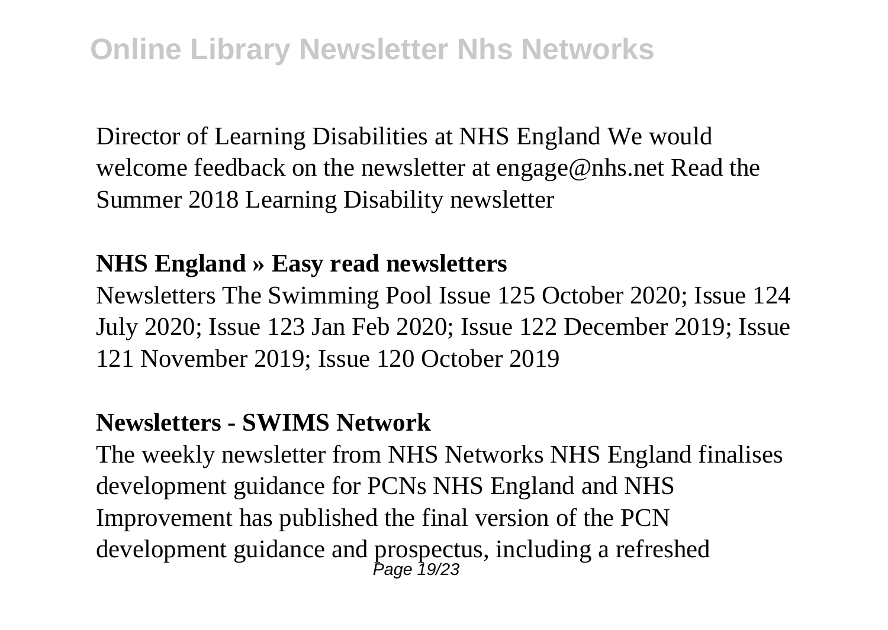Director of Learning Disabilities at NHS England We would welcome feedback on the newsletter at engage@nhs.net Read the Summer 2018 Learning Disability newsletter

**NHS England » Easy read newsletters**

Newsletters The Swimming Pool Issue 125 October 2020; Issue 124 July 2020; Issue 123 Jan Feb 2020; Issue 122 December 2019; Issue 121 November 2019; Issue 120 October 2019

**Newsletters - SWIMS Network**

The weekly newsletter from NHS Networks NHS England finalises development guidance for PCNs NHS England and NHS Improvement has published the final version of the PCN development guidance and prospectus, including a refreshed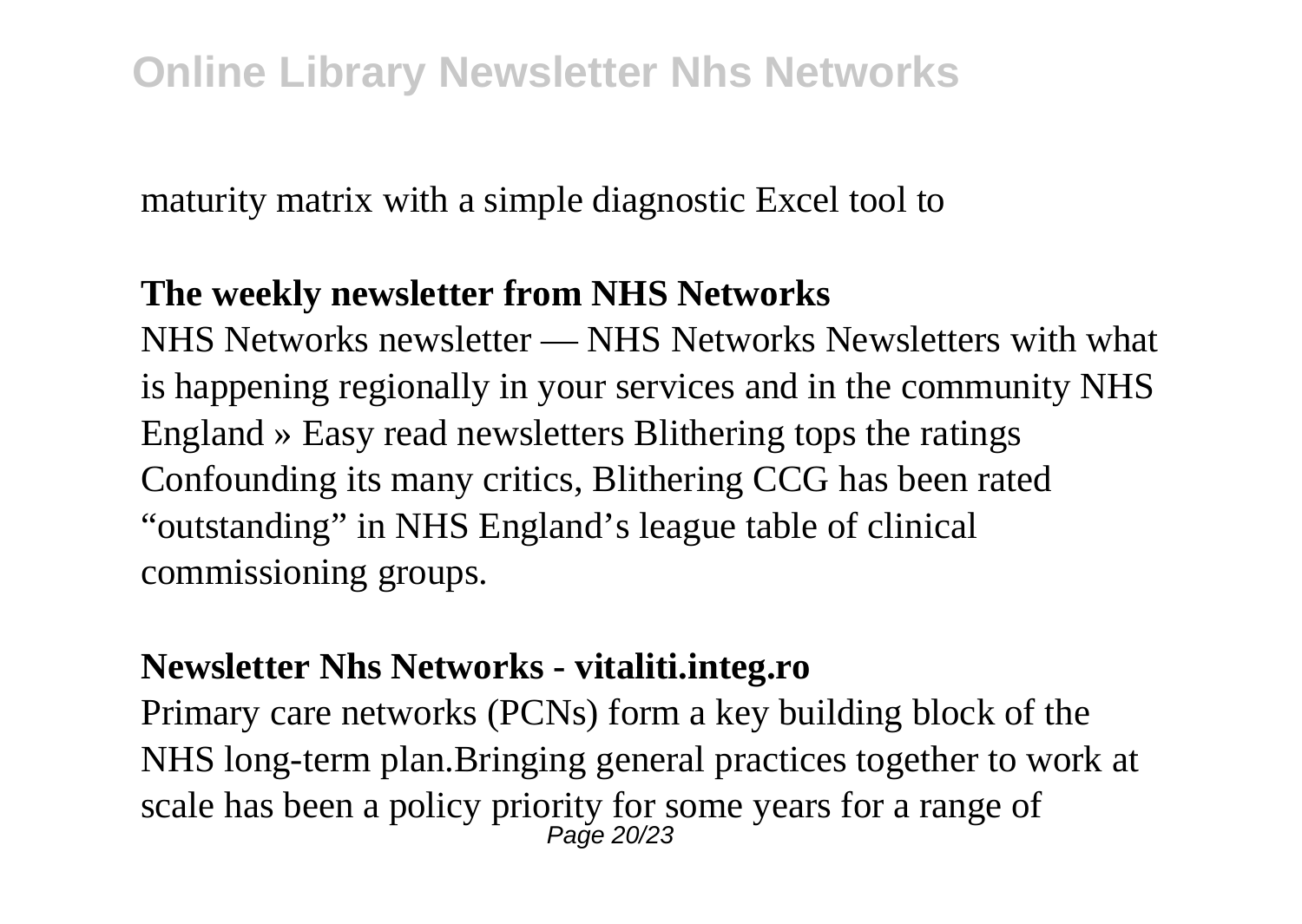maturity matrix with a simple diagnostic Excel tool to

**The weekly newsletter from NHS Networks**

NHS Networks newsletter — NHS Networks Newsletters with what is happening regionally in your services and in the community NHS England » Easy read newsletters Blithering tops the ratings Confounding its many critics, Blithering CCG has been rated "outstanding" in NHS England's league table of clinical commissioning groups.

**Newsletter Nhs Networks - vitaliti.integ.ro**

Primary care networks (PCNs) form a key building block of the NHS long-term plan.Bringing general practices together to work at scale has been a policy priority for some years for a range of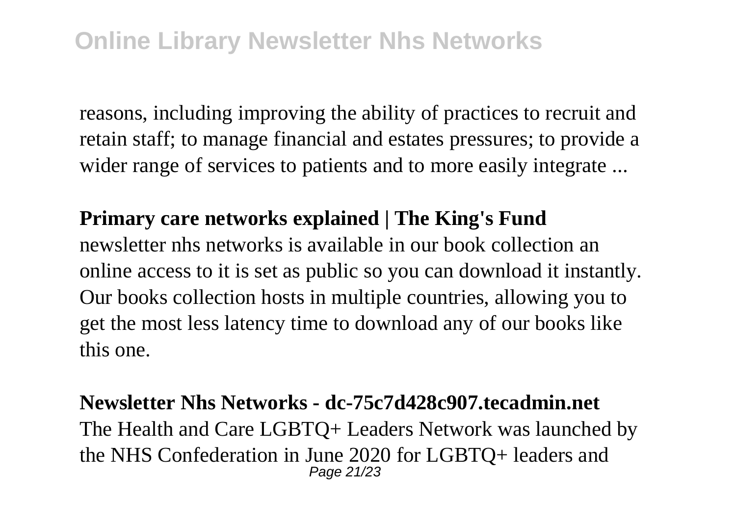reasons, including improving the ability of practices to recruit and retain staff; to manage financial and estates pressures; to provide a wider range of services to patients and to more easily integrate ...

**Primary care networks explained | The King's Fund**

newsletter nhs networks is available in our book collection an online access to it is set as public so you can download it instantly. Our books collection hosts in multiple countries, allowing you to get the most less latency time to download any of our books like this one.

**Newsletter Nhs Networks - dc-75c7d428c907.tecadmin.net**

The Health and Care LGBTQ+ Leaders Network was launched by the NHS Confederation in June 2020 for LGBTQ+ leaders and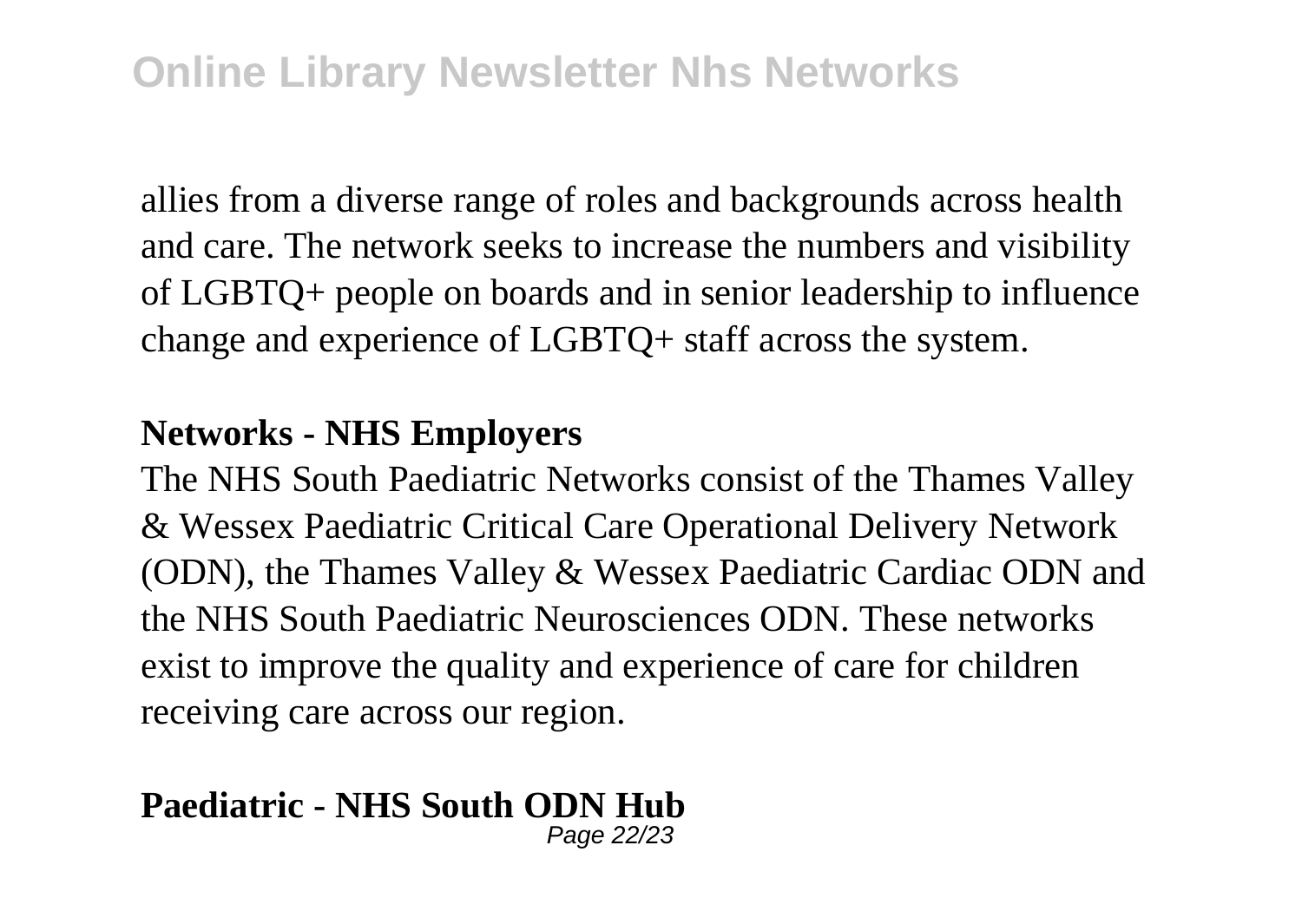allies from a diverse range of roles and backgrounds across health and care. The network seeks to increase the numbers and visibility of LGBTQ+ people on boards and in senior leadership to influence change and experience of LGBTQ+ staff across the system.

**Networks - NHS Employers**

The NHS South Paediatric Networks consist of the Thames Valley & Wessex Paediatric Critical Care Operational Delivery Network (ODN), the Thames Valley & Wessex Paediatric Cardiac ODN and the NHS South Paediatric Neurosciences ODN. These networks exist to improve the quality and experience of care for children receiving care across our region.

**Paediatric - NHS South ODN Hub**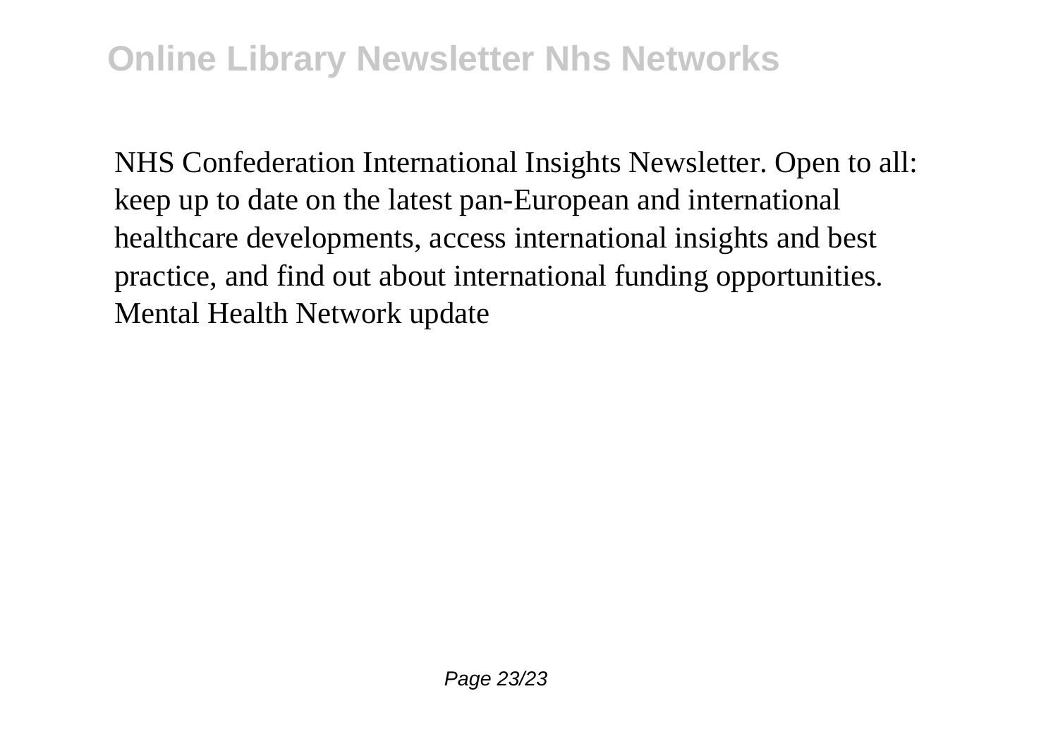NHS Confederation International Insights Newsletter. Open to all: keep up to date on the latest pan-European and international healthcare developments, access international insights and best practice, and find out about international funding opportunities. Mental Health Network update